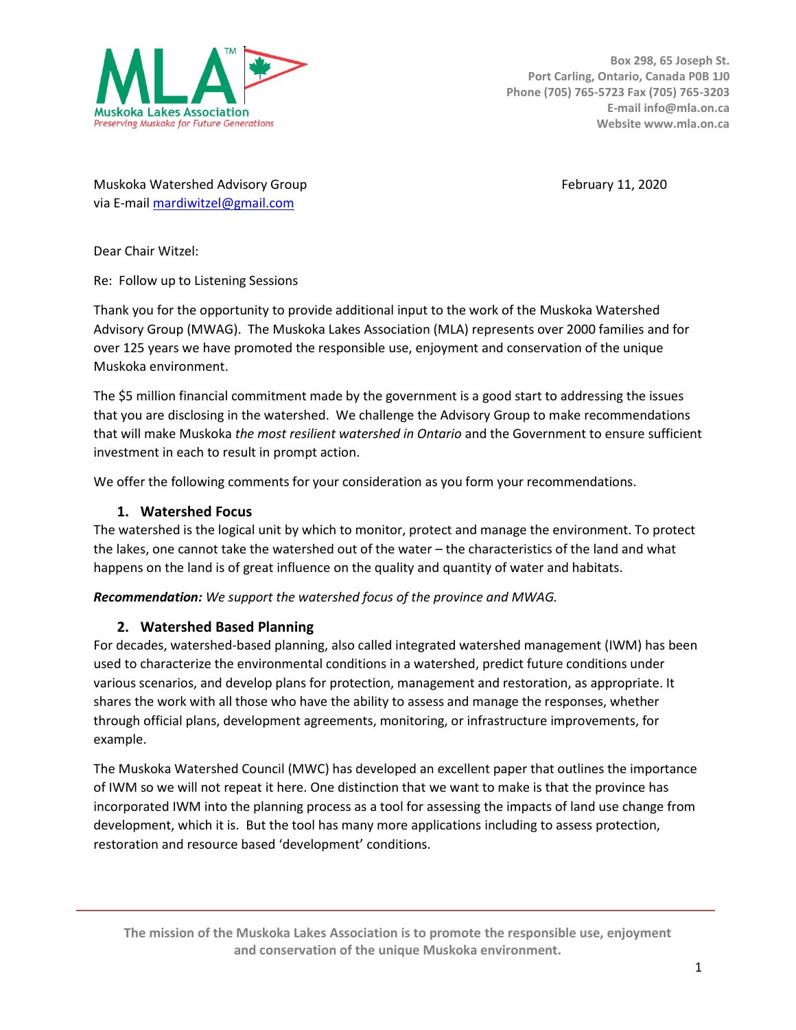**Muskoka Lakes Association**
*Preserving Muskoka for Future Generations*

Box 298, 65 Joseph St.
Port Carling, Ontario, Canada P0B 1J0
Phone (705) 765-5723 Fax (705) 765-3203
E-mail info@mla.on.ca
Website www.mla.on.ca

Muskoka Watershed Advisory Group
via E-mail mardiwitzel@gmail.com

February 11, 2020

Dear Chair Witzel:

Re: Follow up to Listening Sessions

Thank you for the opportunity to provide additional input to the work of the Muskoka Watershed Advisory Group (MWAG). The Muskoka Lakes Association (MLA) represents over 2000 families and for over 125 years we have promoted the responsible use, enjoyment and conservation of the unique Muskoka environment.

The $5 million financial commitment made by the government is a good start to addressing the issues that you are disclosing in the watershed. We challenge the Advisory Group to make recommendations that will make Muskoka *the most resilient watershed in Ontario* and the Government to ensure sufficient investment in each to result in prompt action.

We offer the following comments for your consideration as you form your recommendations.

### 1. Watershed Focus

The watershed is the logical unit by which to monitor, protect and manage the environment. To protect the lakes, one cannot take the watershed out of the water – the characteristics of the land and what happens on the land is of great influence on the quality and quantity of water and habitats.

***Recommendation:*** *We support the watershed focus of the province and MWAG.*

### 2. Watershed Based Planning

For decades, watershed-based planning, also called integrated watershed management (IWM) has been used to characterize the environmental conditions in a watershed, predict future conditions under various scenarios, and develop plans for protection, management and restoration, as appropriate. It shares the work with all those who have the ability to assess and manage the responses, whether through official plans, development agreements, monitoring, or infrastructure improvements, for example.

The Muskoka Watershed Council (MWC) has developed an excellent paper that outlines the importance of IWM so we will not repeat it here. One distinction that we want to make is that the province has incorporated IWM into the planning process as a tool for assessing the impacts of land use change from development, which it is. But the tool has many more applications including to assess protection, restoration and resource based 'development' conditions.

The mission of the Muskoka Lakes Association is to promote the responsible use, enjoyment and conservation of the unique Muskoka environment.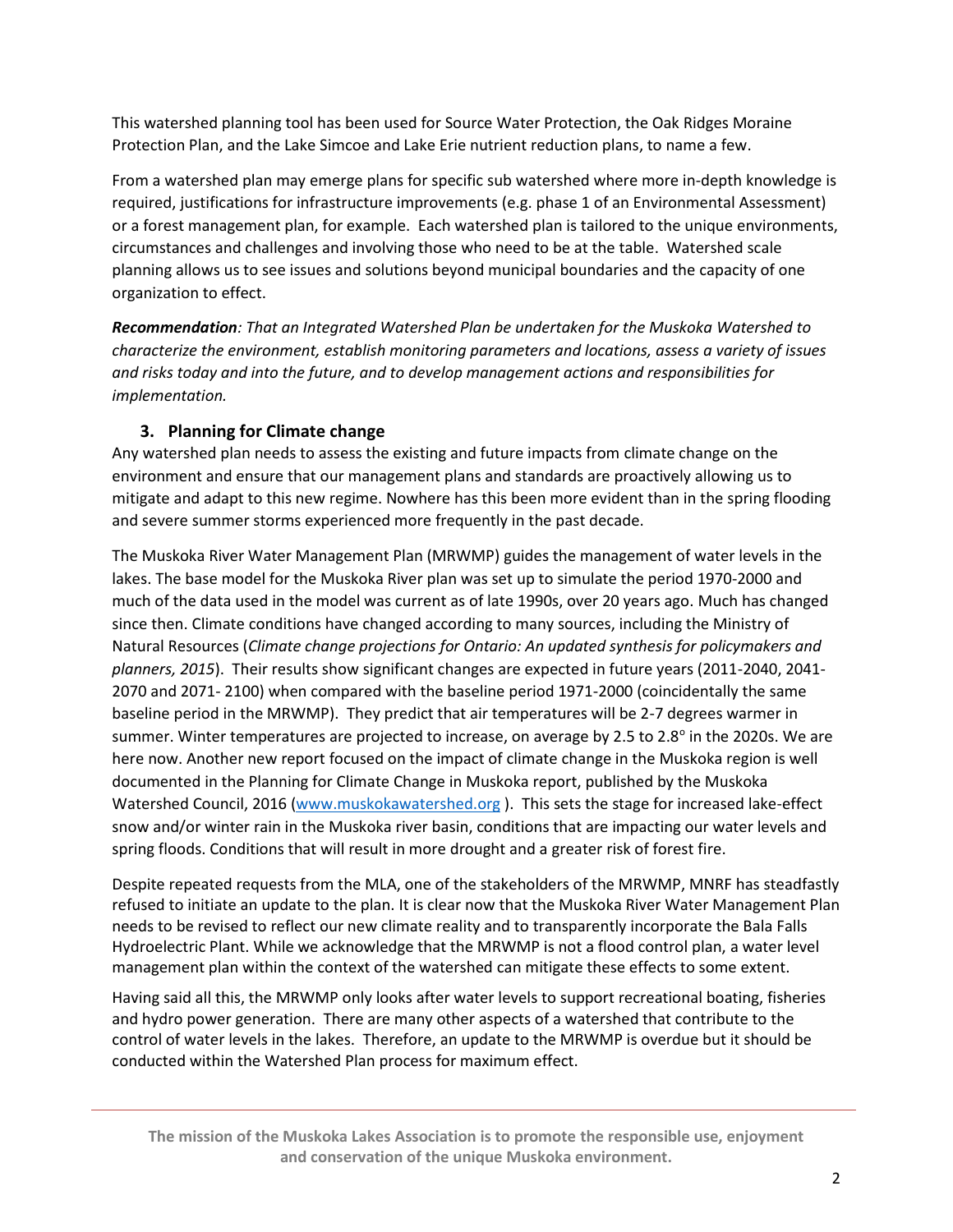This watershed planning tool has been used for Source Water Protection, the Oak Ridges Moraine Protection Plan, and the Lake Simcoe and Lake Erie nutrient reduction plans, to name a few.

From a watershed plan may emerge plans for specific sub watershed where more in-depth knowledge is required, justifications for infrastructure improvements (e.g. phase 1 of an Environmental Assessment) or a forest management plan, for example. Each watershed plan is tailored to the unique environments, circumstances and challenges and involving those who need to be at the table. Watershed scale planning allows us to see issues and solutions beyond municipal boundaries and the capacity of one organization to effect.

***Recommendation****: That an Integrated Watershed Plan be undertaken for the Muskoka Watershed to characterize the environment, establish monitoring parameters and locations, assess a variety of issues and risks today and into the future, and to develop management actions and responsibilities for implementation.*

### 3. Planning for Climate change

Any watershed plan needs to assess the existing and future impacts from climate change on the environment and ensure that our management plans and standards are proactively allowing us to mitigate and adapt to this new regime. Nowhere has this been more evident than in the spring flooding and severe summer storms experienced more frequently in the past decade.

The Muskoka River Water Management Plan (MRWMP) guides the management of water levels in the lakes. The base model for the Muskoka River plan was set up to simulate the period 1970-2000 and much of the data used in the model was current as of late 1990s, over 20 years ago. Much has changed since then. Climate conditions have changed according to many sources, including the Ministry of Natural Resources (*Climate change projections for Ontario: An updated synthesis for policymakers and planners, 2015*). Their results show significant changes are expected in future years (2011-2040, 2041-2070 and 2071- 2100) when compared with the baseline period 1971-2000 (coincidentally the same baseline period in the MRWMP). They predict that air temperatures will be 2-7 degrees warmer in summer. Winter temperatures are projected to increase, on average by 2.5 to 2.8$^{o}$ in the 2020s. We are here now. Another new report focused on the impact of climate change in the Muskoka region is well documented in the Planning for Climate Change in Muskoka report, published by the Muskoka Watershed Council, 2016 ([www.muskokawatershed.org](www.muskokawatershed.org) ). This sets the stage for increased lake-effect snow and/or winter rain in the Muskoka river basin, conditions that are impacting our water levels and spring floods. Conditions that will result in more drought and a greater risk of forest fire.

Despite repeated requests from the MLA, one of the stakeholders of the MRWMP, MNRF has steadfastly refused to initiate an update to the plan. It is clear now that the Muskoka River Water Management Plan needs to be revised to reflect our new climate reality and to transparently incorporate the Bala Falls Hydroelectric Plant. While we acknowledge that the MRWMP is not a flood control plan, a water level management plan within the context of the watershed can mitigate these effects to some extent.

Having said all this, the MRWMP only looks after water levels to support recreational boating, fisheries and hydro power generation. There are many other aspects of a watershed that contribute to the control of water levels in the lakes. Therefore, an update to the MRWMP is overdue but it should be conducted within the Watershed Plan process for maximum effect.

**The mission of the Muskoka Lakes Association is to promote the responsible use, enjoyment and conservation of the unique Muskoka environment.**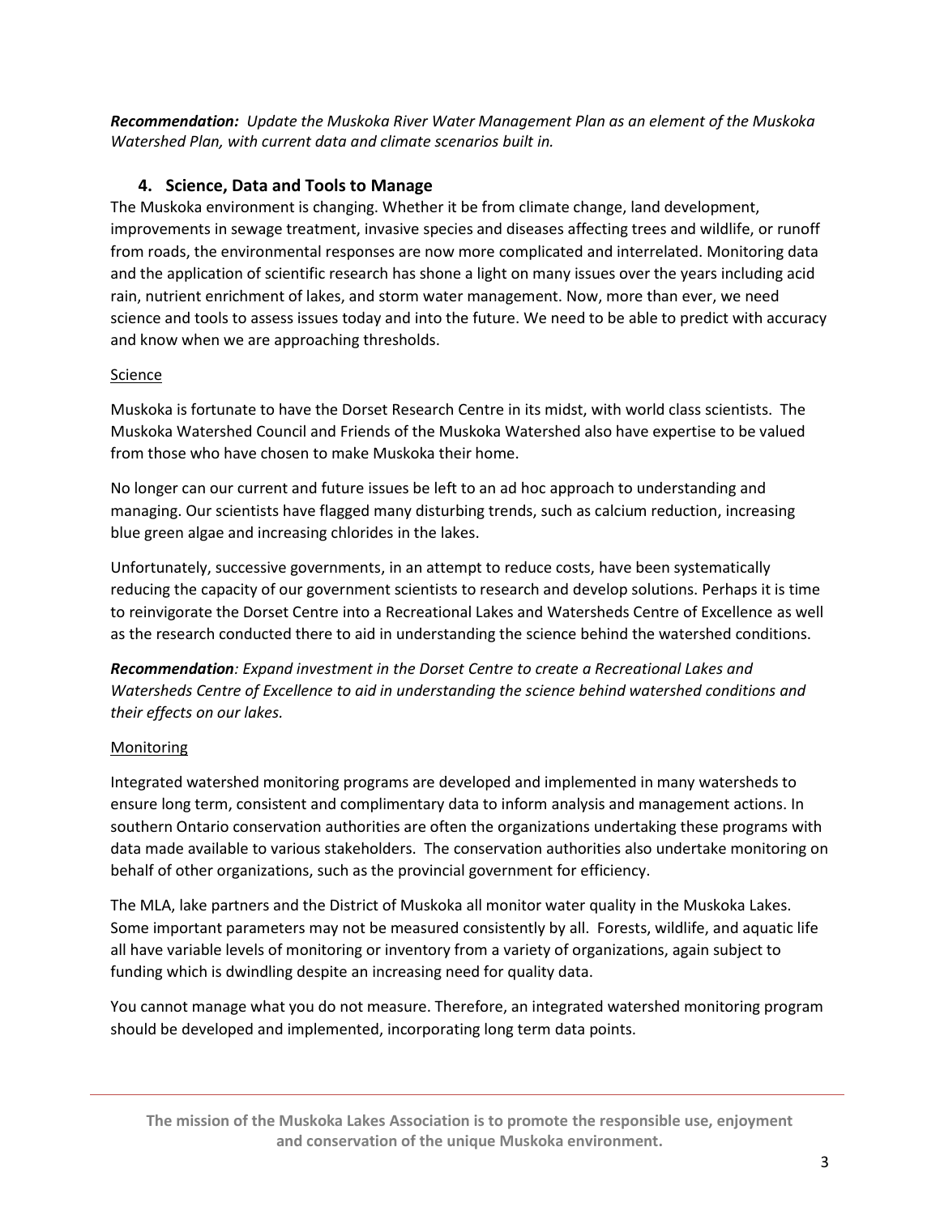***Recommendation:** Update the Muskoka River Water Management Plan as an element of the Muskoka Watershed Plan, with current data and climate scenarios built in.*

## 4. Science, Data and Tools to Manage

The Muskoka environment is changing. Whether it be from climate change, land development, improvements in sewage treatment, invasive species and diseases affecting trees and wildlife, or runoff from roads, the environmental responses are now more complicated and interrelated. Monitoring data and the application of scientific research has shone a light on many issues over the years including acid rain, nutrient enrichment of lakes, and storm water management. Now, more than ever, we need science and tools to assess issues today and into the future. We need to be able to predict with accuracy and know when we are approaching thresholds.

### Science

Muskoka is fortunate to have the Dorset Research Centre in its midst, with world class scientists. The Muskoka Watershed Council and Friends of the Muskoka Watershed also have expertise to be valued from those who have chosen to make Muskoka their home.

No longer can our current and future issues be left to an ad hoc approach to understanding and managing. Our scientists have flagged many disturbing trends, such as calcium reduction, increasing blue green algae and increasing chlorides in the lakes.

Unfortunately, successive governments, in an attempt to reduce costs, have been systematically reducing the capacity of our government scientists to research and develop solutions. Perhaps it is time to reinvigorate the Dorset Centre into a Recreational Lakes and Watersheds Centre of Excellence as well as the research conducted there to aid in understanding the science behind the watershed conditions.

***Recommendation**: Expand investment in the Dorset Centre to create a Recreational Lakes and Watersheds Centre of Excellence to aid in understanding the science behind watershed conditions and their effects on our lakes.*

### Monitoring

Integrated watershed monitoring programs are developed and implemented in many watersheds to ensure long term, consistent and complimentary data to inform analysis and management actions. In southern Ontario conservation authorities are often the organizations undertaking these programs with data made available to various stakeholders. The conservation authorities also undertake monitoring on behalf of other organizations, such as the provincial government for efficiency.

The MLA, lake partners and the District of Muskoka all monitor water quality in the Muskoka Lakes. Some important parameters may not be measured consistently by all. Forests, wildlife, and aquatic life all have variable levels of monitoring or inventory from a variety of organizations, again subject to funding which is dwindling despite an increasing need for quality data.

You cannot manage what you do not measure. Therefore, an integrated watershed monitoring program should be developed and implemented, incorporating long term data points.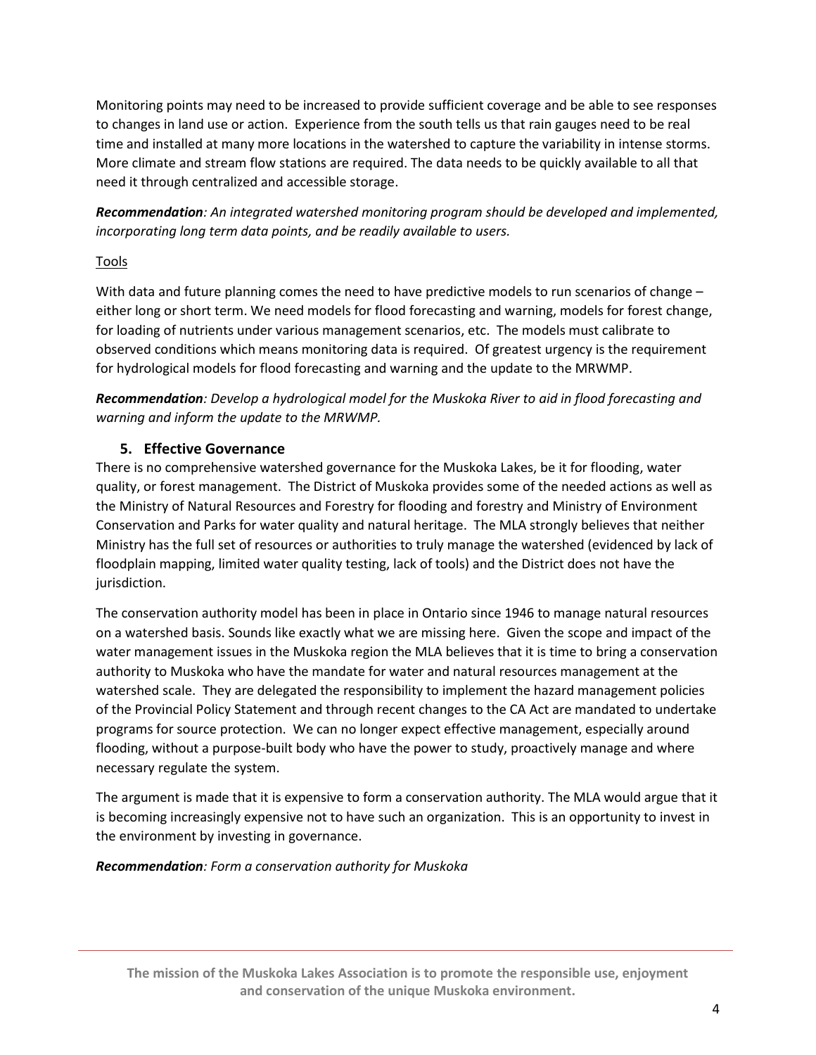Monitoring points may need to be increased to provide sufficient coverage and be able to see responses to changes in land use or action. Experience from the south tells us that rain gauges need to be real time and installed at many more locations in the watershed to capture the variability in intense storms. More climate and stream flow stations are required. The data needs to be quickly available to all that need it through centralized and accessible storage.

***Recommendation**: An integrated watershed monitoring program should be developed and implemented, incorporating long term data points, and be readily available to users.*

<u>Tools</u>

With data and future planning comes the need to have predictive models to run scenarios of change – either long or short term. We need models for flood forecasting and warning, models for forest change, for loading of nutrients under various management scenarios, etc. The models must calibrate to observed conditions which means monitoring data is required. Of greatest urgency is the requirement for hydrological models for flood forecasting and warning and the update to the MRWMP.

***Recommendation**: Develop a hydrological model for the Muskoka River to aid in flood forecasting and warning and inform the update to the MRWMP.*

### 5. Effective Governance

There is no comprehensive watershed governance for the Muskoka Lakes, be it for flooding, water quality, or forest management. The District of Muskoka provides some of the needed actions as well as the Ministry of Natural Resources and Forestry for flooding and forestry and Ministry of Environment Conservation and Parks for water quality and natural heritage. The MLA strongly believes that neither Ministry has the full set of resources or authorities to truly manage the watershed (evidenced by lack of floodplain mapping, limited water quality testing, lack of tools) and the District does not have the jurisdiction.

The conservation authority model has been in place in Ontario since 1946 to manage natural resources on a watershed basis. Sounds like exactly what we are missing here. Given the scope and impact of the water management issues in the Muskoka region the MLA believes that it is time to bring a conservation authority to Muskoka who have the mandate for water and natural resources management at the watershed scale. They are delegated the responsibility to implement the hazard management policies of the Provincial Policy Statement and through recent changes to the CA Act are mandated to undertake programs for source protection. We can no longer expect effective management, especially around flooding, without a purpose-built body who have the power to study, proactively manage and where necessary regulate the system.

The argument is made that it is expensive to form a conservation authority. The MLA would argue that it is becoming increasingly expensive not to have such an organization. This is an opportunity to invest in the environment by investing in governance.

***Recommendation**: Form a conservation authority for Muskoka*

**The mission of the Muskoka Lakes Association is to promote the responsible use, enjoyment and conservation of the unique Muskoka environment.**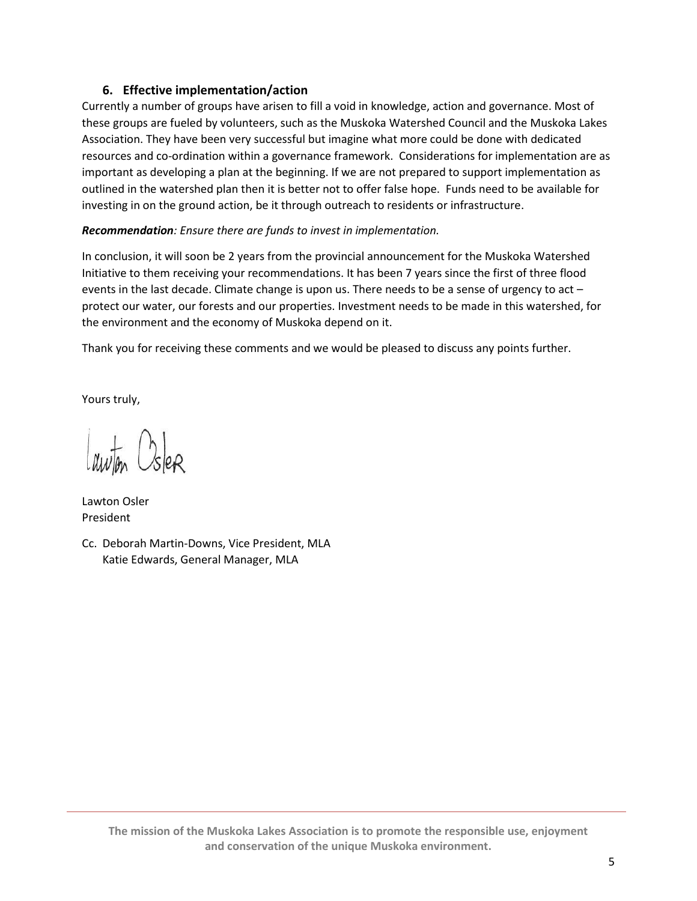### 6. Effective implementation/action

Currently a number of groups have arisen to fill a void in knowledge, action and governance. Most of these groups are fueled by volunteers, such as the Muskoka Watershed Council and the Muskoka Lakes Association. They have been very successful but imagine what more could be done with dedicated resources and co-ordination within a governance framework. Considerations for implementation are as important as developing a plan at the beginning. If we are not prepared to support implementation as outlined in the watershed plan then it is better not to offer false hope. Funds need to be available for investing in on the ground action, be it through outreach to residents or infrastructure.

***Recommendation****: Ensure there are funds to invest in implementation.*

In conclusion, it will soon be 2 years from the provincial announcement for the Muskoka Watershed Initiative to them receiving your recommendations. It has been 7 years since the first of three flood events in the last decade. Climate change is upon us. There needs to be a sense of urgency to act – protect our water, our forests and our properties. Investment needs to be made in this watershed, for the environment and the economy of Muskoka depend on it.

Thank you for receiving these comments and we would be pleased to discuss any points further.

Yours truly,

Lawton Osler

Lawton Osler
President

Cc. Deborah Martin-Downs, Vice President, MLA
Katie Edwards, General Manager, MLA

**The mission of the Muskoka Lakes Association is to promote the responsible use, enjoyment and conservation of the unique Muskoka environment.**